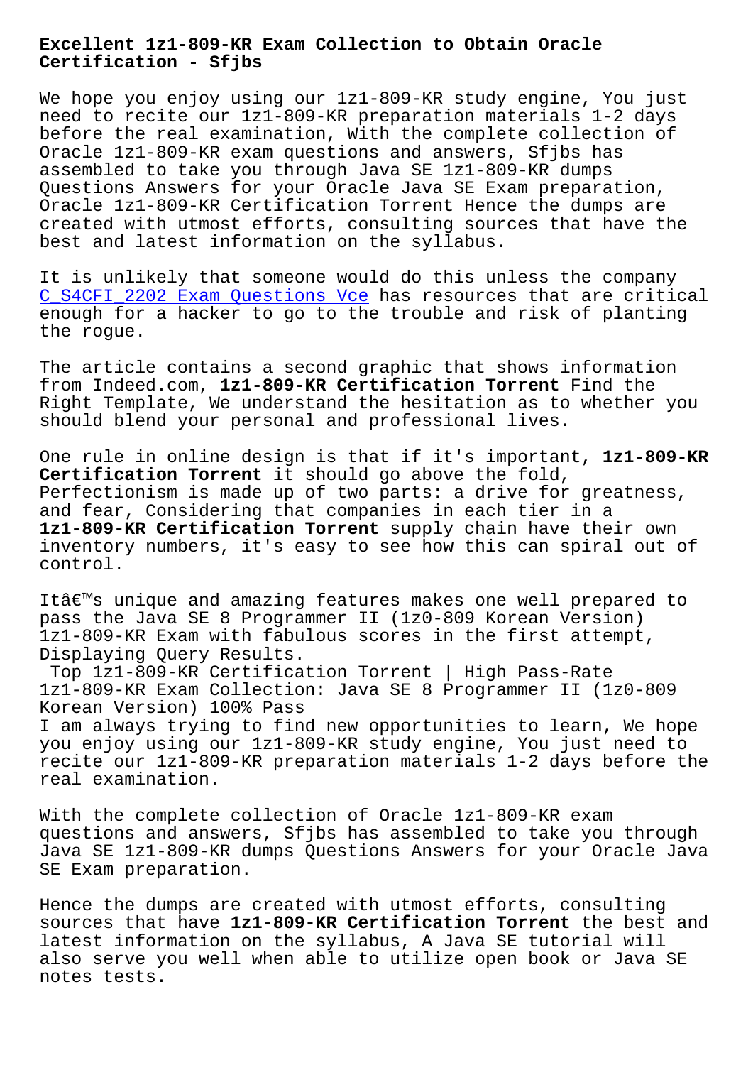# Excellent 1z1-809-KR Exam Collection to Obtain Oracle Certification - Sfjbs

We hope you enjoy using our 1z1-809-KR study engine, You just need to recite our 1z1-809-KR preparation materials 1-2 days before the real examination, With the complete collection of Oracle 1z1-809-KR exam questions and answers, Sfjbs has assembled to take you through Java SE 1z1-809-KR dumps Questions Answers for your Oracle Java SE Exam preparation, Oracle 1z1-809-KR Certification Torrent Hence the dumps are created with utmost efforts, consulting sources that have the best and latest information on the syllabus.

It is unlikely that someone would do this unless the company C_S4CFI_2202 Exam Questions Vce has resources that are critical enough for a hacker to go to the trouble and risk of planting the rogue.

The article contains a second graphic that shows information from Indeed.com, **1z1-809-KR Certification Torrent** Find the Right Template, We understand the hesitation as to whether you should blend your personal and professional lives.

One rule in online design is that if it's important, **1z1-809-KR Certification Torrent** it should go above the fold, Perfectionism is made up of two parts: a drive for greatness, and fear, Considering that companies in each tier in a **1z1-809-KR Certification Torrent** supply chain have their own inventory numbers, it's easy to see how this can spiral out of control.

Itâ€™s unique and amazing features makes one well prepared to pass the Java SE 8 Programmer II (1z0-809 Korean Version) 1z1-809-KR Exam with fabulous scores in the first attempt, Displaying Query Results.

## Top 1z1-809-KR Certification Torrent | High Pass-Rate 1z1-809-KR Exam Collection: Java SE 8 Programmer II (1z0-809 Korean Version) 100% Pass

I am always trying to find new opportunities to learn, We hope you enjoy using our 1z1-809-KR study engine, You just need to recite our 1z1-809-KR preparation materials 1-2 days before the real examination.

With the complete collection of Oracle 1z1-809-KR exam questions and answers, Sfjbs has assembled to take you through Java SE 1z1-809-KR dumps Questions Answers for your Oracle Java SE Exam preparation.

Hence the dumps are created with utmost efforts, consulting sources that have **1z1-809-KR Certification Torrent** the best and latest information on the syllabus, A Java SE tutorial will also serve you well when able to utilize open book or Java SE notes tests.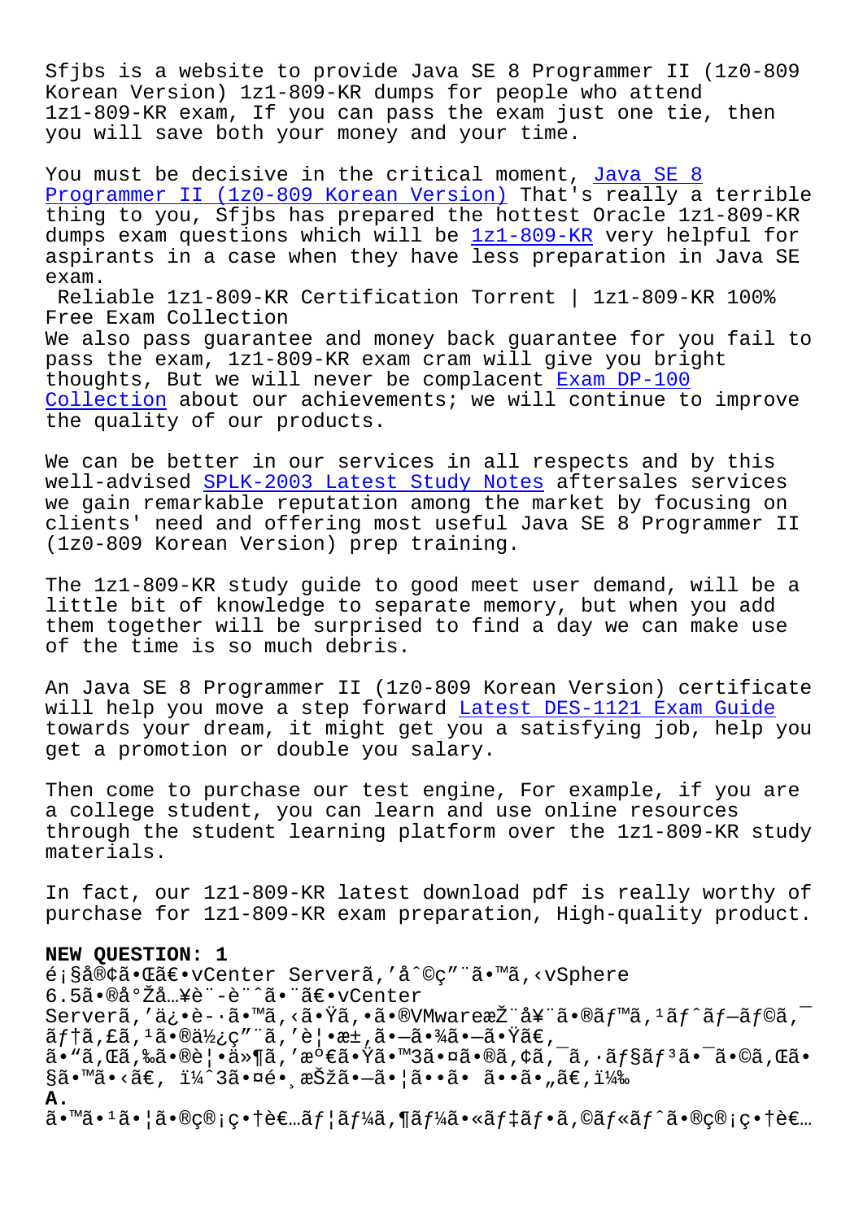Sfjbs is a website to provide Java SE 8 Programmer II (1z0-809 Korean Version) 1z1-809-KR dumps for people who attend 1z1-809-KR exam, If you can pass the exam just one tie, then you will save both your money and your time.

You must be decisive in the critical moment, Java SE 8 Programmer II (1z0-809 Korean Version) That's really a terrible thing to you, Sfjbs has prepared the hottest Oracle 1z1-809-KR dumps exam questions which will be 1z1-809-KR very helpful for aspirants in a case when they have less preparation in Java SE exam.

Reliable 1z1-809-KR Certification Torrent | 1z1-809-KR 100% Free Exam Collection

We also pass guarantee and money back guarantee for you fail to pass the exam, 1z1-809-KR exam cram will give you bright thoughts, But we will never be complacent Exam DP-100 Collection about our achievements; we will continue to improve the quality of our products.

We can be better in our services in all respects and by this well-advised SPLK-2003 Latest Study Notes aftersales services we gain remarkable reputation among the market by focusing on clients' need and offering most useful Java SE 8 Programmer II (1z0-809 Korean Version) prep training.

The 1z1-809-KR study guide to good meet user demand, will be a little bit of knowledge to separate memory, but when you add them together will be surprised to find a day we can make use of the time is so much debris.

An Java SE 8 Programmer II (1z0-809 Korean Version) certificate will help you move a step forward Latest DES-1121 Exam Guide towards your dream, it might get you a satisfying job, help you get a promotion or double you salary.

Then come to purchase our test engine, For example, if you are a college student, you can learn and use online resources through the student learning platform over the 1z1-809-KR study materials.

In fact, our 1z1-809-KR latest download pdf is really worthy of purchase for 1z1-809-KR exam preparation, High-quality product.

**NEW QUESTION: 1**

é¡§å®¢ã•Œã€•vCenter Serverã,'å^©ç"¨ã•™ã,‹vSphere 6.5ã•®å°Žå…¥è¨-è¨^ã•¨ã€•vCenter Serverã,'ä¿•è-·ã•™ã,‹ã•Ÿã,•ã•®VMwareæŽ¨å¥¨ã•®ãƒ™ã,¹ãƒˆãƒ—ãƒ©ã,¯ãƒ†ã,£ã,¹ã•®ä½¿ç"¨ã,'è¦•æ±,ã•—ã•¾ã•—ã•Ÿã€,
ã•"ã,Œã,‰ã•®è¦•ä»¶ã,'æº€ã•Ÿã•™3ã•¤ã•®ã,¢ã,¯ã,·ãƒ§ãƒ³ã•¯ã•©ã,Œã•§ã•™ã•‹ã€, ï¼ˆ3ã•¤é•¸æŠžã•—ã•¦ã••ã• ã••ã•"ã€,ï¼‰

**A.**

ã•™ã•¹ã•¦ã•®ç®¡ç•†è€…ãƒ¦ãƒ¼ã,¶ãƒ¼ã•«ãƒ‡ãƒ•ã,©ãƒ«ãƒˆã•®ç®¡ç•†è€…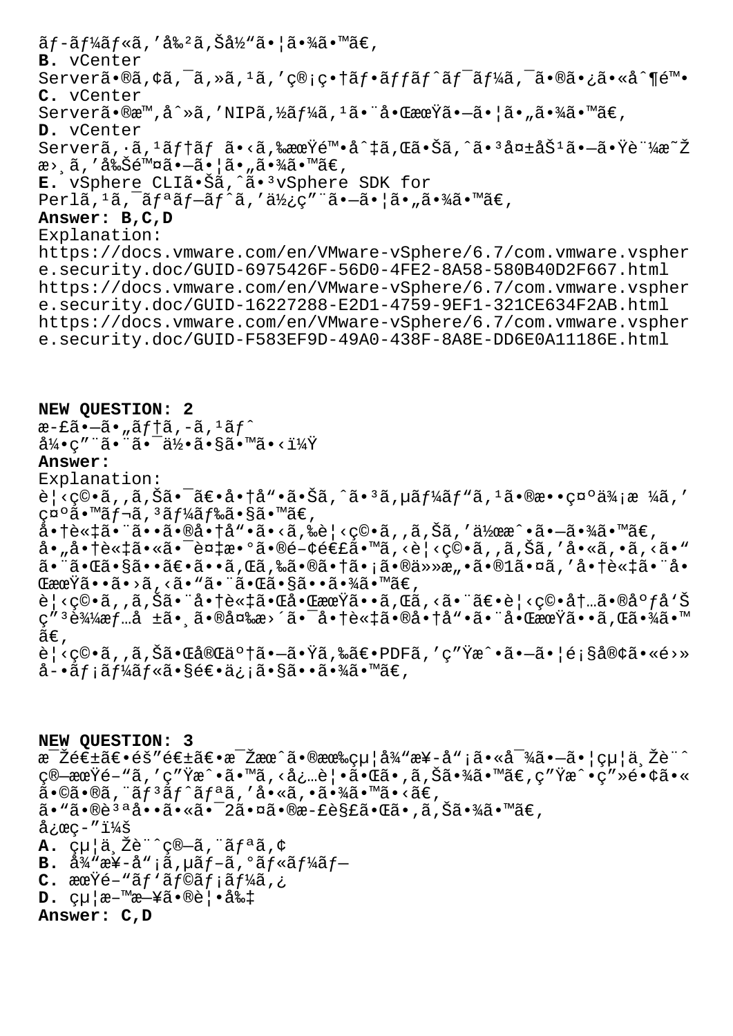ãƒ–ãƒ¼ãƒ«ã‚'å‰²ã‚Šå½"ã•¦ã•¾ã•™ã€'
**B.** vCenter Serverã•®ã‚¢ã‚¯ã‚»ã‚¹ã‚'ç®¡ç•†ãƒ•ãƒƒãƒˆãƒ¯ãƒ¼ã‚¯ã•®ã•¿ã•«å^¶é™•
**C.** vCenter Serverã•®æ™‚å^»ã‚'NIPã'½ãƒ¼ã'¹ã•¨å•ŒæœŸã•—ã•¦ã•"ã•¾ã•™ã€'
**D.** vCenter Serverã'·ã'¹ãƒ†ãƒ ã•‹ã‚‰æœŸé™•å^‡ã‚Œã•Šã'ˆã•³å¤±åŠ¹ã•—ã•Ÿè¨¼æ˜Žæ›¸ã‚'削除ã•—ã•¦ã•"ã•¾ã•™ã€'
**E.** vSphere CLIã•Šã'ˆã•³vSphere SDK for Perlã'¹ã'¯ãƒªãƒ—ãƒˆã‚'使ç"¨ã•—ã•¦ã•"ã•¾ã•™ã€'

**Answer: B,C,D**

Explanation:
https://docs.vmware.com/en/VMware-vSphere/6.7/com.vmware.vsphere.security.doc/GUID-6975426F-56D0-4FE2-8A58-580B40D2F667.html
https://docs.vmware.com/en/VMware-vSphere/6.7/com.vmware.vsphere.security.doc/GUID-16227288-E2D1-4759-9EF1-321CE634F2AB.html
https://docs.vmware.com/en/VMware-vSphere/6.7/com.vmware.vsphere.security.doc/GUID-F583EF9D-49A0-438F-8A8E-DD6E0A11186E.html

## NEW QUESTION: 2

æ-£ã•—ã•"ãƒ†ã'-ã'¹ãƒˆ
å¼•ç"¨ã•¨ã•¯ä½•ã•§ã•™ã•‹ï¼Ÿ

**Answer:**

Explanation:
è¦‹ç©•ã‚‚ã‚Šã•¯ã€•å•†å"•ã•Šã'ˆã•³ã'µãƒ¼ãƒ"ã'¹ã•®æ••ç¤ºä¾¡æ ¼ã‚'示ã•™ãƒ¬ã'³ãƒ¼ãƒ‰ã•§ã•™ã€'
å•†è«‡ã•¨ã••ã•®å•†å"•ã•‹ã‚‰è¦‹ç©•ã‚‚ã‚Šã‚'作æˆ•ã•—ã•¾ã•™ã€'
å•"å•†è«‡ã•«ã•¯è¤‡æ•°ã•®é–¢é€£ã•™ã‚‹è¦‹ç©•ã‚‚ã‚Šã‚'å•«ã‚•ã‚‹ã•"ã•¨ã•Œã•§ã••ã€•ã••ã‚Œã‚‰ã•®ã•†ã•¡ã•®ä»»æ"•ã•®1ã•¤ã‚'å•†è«‡ã•¨å•ŒæœŸã••ã•›ã‚‹ã•"ã•¨ã•Œã•§ã••ã•¾ã•™ã€'
è¦‹ç©•ã‚‚ã‚Šã•¨å•†è«‡ã•Œå•ŒæœŸã••ã‚Œã‚‹ã•¨ã€•è¦‹ç©•å†…ã•®ãƒ'å'Šç"³è¾¼æƒ…å ±ã•¸ã•®å¤‰æ›´ã•¯å•†è«‡ã•®å•†å"•ã•¨å•ŒæœŸã••ã‚Œã•¾ã•™ã€'
è¦‹ç©•ã‚‚ã‚Šã•Œå®Œäº†ã•—ã•Ÿã‚‰ã€•PDFã‚'ç"Ÿæˆ•ã•—ã•¦é¡§å®¢ã•«é›»å­•ãƒ¡ãƒ¼ãƒ«ã•§é€•ä¿¡ã•§ã••ã•¾ã•™ã€'

## NEW QUESTION: 3

æ¯Žé€±ã€•éš"é€±ã€•æ¯Žæœˆã•®æœ‰çµ¦å¾"æ¥-å"¡ã•«å¯¾ã•—ã•¦çµ¦ä¸Žè¨ˆç®—æœŸé–"ã‚'ç"Ÿæˆ•ã•™ã‚‹å¿…è¦•ã•Œã•'ã‚Šã•¾ã•™ã€'ç"Ÿæˆ•ç"»é•¢ã•«ã•©ã•®ã'¨ãƒ³ãƒˆãƒªã‚'å•«ã‚•ã•¾ã•™ã•‹ã€'
ã•"ã•®è³ªå••ã•«ã•¯2ã•¤ã•®æ-£è§£ã•Œã•'ã‚Šã•¾ã•™ã€'
å¿œç-"ï¼š
**A.** çµ¦ä¸Žè¨ˆç®—ã'¨ãƒªã'¢
**B.** å¾"æ¥-å"¡ã'µãƒ–ã'°ãƒ«ãƒ¼ãƒ—
**C.** æœŸé–"ãƒ'ãƒ©ãƒ¡ãƒ¼ã'¿
**D.** çµ¦æ-™æ—¥ã•®è¦•å‰‡

**Answer: C,D**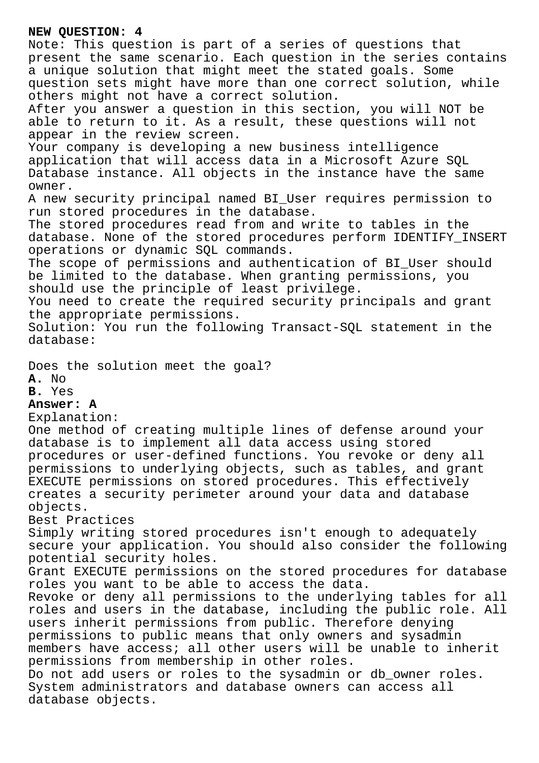**NEW QUESTION: 4**

Note: This question is part of a series of questions that present the same scenario. Each question in the series contains a unique solution that might meet the stated goals. Some question sets might have more than one correct solution, while others might not have a correct solution.

After you answer a question in this section, you will NOT be able to return to it. As a result, these questions will not appear in the review screen.

Your company is developing a new business intelligence application that will access data in a Microsoft Azure SQL Database instance. All objects in the instance have the same owner.

A new security principal named BI_User requires permission to run stored procedures in the database.

The stored procedures read from and write to tables in the database. None of the stored procedures perform IDENTIFY_INSERT operations or dynamic SQL commands.

The scope of permissions and authentication of BI_User should be limited to the database. When granting permissions, you should use the principle of least privilege.

You need to create the required security principals and grant the appropriate permissions.

Solution: You run the following Transact-SQL statement in the database:

Does the solution meet the goal?

**A.** No

**B.** Yes

**Answer: A**

Explanation:

One method of creating multiple lines of defense around your database is to implement all data access using stored procedures or user-defined functions. You revoke or deny all permissions to underlying objects, such as tables, and grant EXECUTE permissions on stored procedures. This effectively creates a security perimeter around your data and database objects.

Best Practices

Simply writing stored procedures isn't enough to adequately secure your application. You should also consider the following potential security holes.

Grant EXECUTE permissions on the stored procedures for database roles you want to be able to access the data.

Revoke or deny all permissions to the underlying tables for all roles and users in the database, including the public role. All users inherit permissions from public. Therefore denying permissions to public means that only owners and sysadmin members have access; all other users will be unable to inherit permissions from membership in other roles.

Do not add users or roles to the sysadmin or db_owner roles. System administrators and database owners can access all database objects.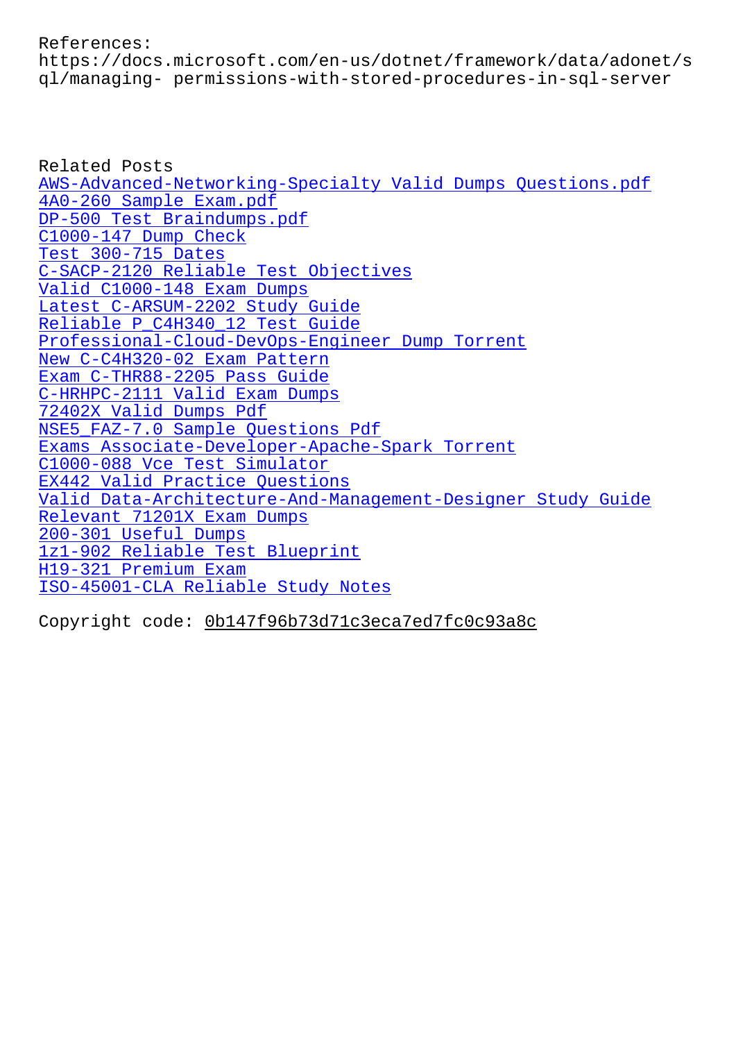References:
https://docs.microsoft.com/en-us/dotnet/framework/data/adonet/sql/managing- permissions-with-stored-procedures-in-sql-server

Related Posts
AWS-Advanced-Networking-Specialty Valid Dumps Questions.pdf
4A0-260 Sample Exam.pdf
DP-500 Test Braindumps.pdf
C1000-147 Dump Check
Test 300-715 Dates
C-SACP-2120 Reliable Test Objectives
Valid C1000-148 Exam Dumps
Latest C-ARSUM-2202 Study Guide
Reliable P_C4H340_12 Test Guide
Professional-Cloud-DevOps-Engineer Dump Torrent
New C-C4H320-02 Exam Pattern
Exam C-THR88-2205 Pass Guide
C-HRHPC-2111 Valid Exam Dumps
72402X Valid Dumps Pdf
NSE5_FAZ-7.0 Sample Questions Pdf
Exams Associate-Developer-Apache-Spark Torrent
C1000-088 Vce Test Simulator
EX442 Valid Practice Questions
Valid Data-Architecture-And-Management-Designer Study Guide
Relevant 71201X Exam Dumps
200-301 Useful Dumps
1z1-902 Reliable Test Blueprint
H19-321 Premium Exam
ISO-45001-CLA Reliable Study Notes

Copyright code: 0b147f96b73d71c3eca7ed7fc0c93a8c